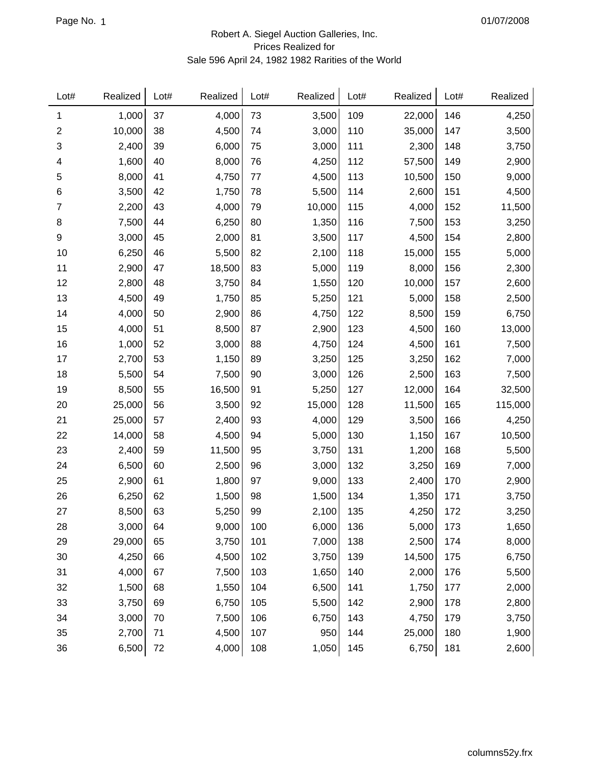Robert A. Siegel Auction Galleries, Inc.
Prices Realized for
Sale 596 April 24, 1982 1982 Rarities of the World

| Lot# | Realized | Lot# | Realized | Lot# | Realized | Lot# | Realized | Lot# | Realized |
|---|---|---|---|---|---|---|---|---|---|
| 1 | 1,000 | 37 | 4,000 | 73 | 3,500 | 109 | 22,000 | 146 | 4,250 |
| 2 | 10,000 | 38 | 4,500 | 74 | 3,000 | 110 | 35,000 | 147 | 3,500 |
| 3 | 2,400 | 39 | 6,000 | 75 | 3,000 | 111 | 2,300 | 148 | 3,750 |
| 4 | 1,600 | 40 | 8,000 | 76 | 4,250 | 112 | 57,500 | 149 | 2,900 |
| 5 | 8,000 | 41 | 4,750 | 77 | 4,500 | 113 | 10,500 | 150 | 9,000 |
| 6 | 3,500 | 42 | 1,750 | 78 | 5,500 | 114 | 2,600 | 151 | 4,500 |
| 7 | 2,200 | 43 | 4,000 | 79 | 10,000 | 115 | 4,000 | 152 | 11,500 |
| 8 | 7,500 | 44 | 6,250 | 80 | 1,350 | 116 | 7,500 | 153 | 3,250 |
| 9 | 3,000 | 45 | 2,000 | 81 | 3,500 | 117 | 4,500 | 154 | 2,800 |
| 10 | 6,250 | 46 | 5,500 | 82 | 2,100 | 118 | 15,000 | 155 | 5,000 |
| 11 | 2,900 | 47 | 18,500 | 83 | 5,000 | 119 | 8,000 | 156 | 2,300 |
| 12 | 2,800 | 48 | 3,750 | 84 | 1,550 | 120 | 10,000 | 157 | 2,600 |
| 13 | 4,500 | 49 | 1,750 | 85 | 5,250 | 121 | 5,000 | 158 | 2,500 |
| 14 | 4,000 | 50 | 2,900 | 86 | 4,750 | 122 | 8,500 | 159 | 6,750 |
| 15 | 4,000 | 51 | 8,500 | 87 | 2,900 | 123 | 4,500 | 160 | 13,000 |
| 16 | 1,000 | 52 | 3,000 | 88 | 4,750 | 124 | 4,500 | 161 | 7,500 |
| 17 | 2,700 | 53 | 1,150 | 89 | 3,250 | 125 | 3,250 | 162 | 7,000 |
| 18 | 5,500 | 54 | 7,500 | 90 | 3,000 | 126 | 2,500 | 163 | 7,500 |
| 19 | 8,500 | 55 | 16,500 | 91 | 5,250 | 127 | 12,000 | 164 | 32,500 |
| 20 | 25,000 | 56 | 3,500 | 92 | 15,000 | 128 | 11,500 | 165 | 115,000 |
| 21 | 25,000 | 57 | 2,400 | 93 | 4,000 | 129 | 3,500 | 166 | 4,250 |
| 22 | 14,000 | 58 | 4,500 | 94 | 5,000 | 130 | 1,150 | 167 | 10,500 |
| 23 | 2,400 | 59 | 11,500 | 95 | 3,750 | 131 | 1,200 | 168 | 5,500 |
| 24 | 6,500 | 60 | 2,500 | 96 | 3,000 | 132 | 3,250 | 169 | 7,000 |
| 25 | 2,900 | 61 | 1,800 | 97 | 9,000 | 133 | 2,400 | 170 | 2,900 |
| 26 | 6,250 | 62 | 1,500 | 98 | 1,500 | 134 | 1,350 | 171 | 3,750 |
| 27 | 8,500 | 63 | 5,250 | 99 | 2,100 | 135 | 4,250 | 172 | 3,250 |
| 28 | 3,000 | 64 | 9,000 | 100 | 6,000 | 136 | 5,000 | 173 | 1,650 |
| 29 | 29,000 | 65 | 3,750 | 101 | 7,000 | 138 | 2,500 | 174 | 8,000 |
| 30 | 4,250 | 66 | 4,500 | 102 | 3,750 | 139 | 14,500 | 175 | 6,750 |
| 31 | 4,000 | 67 | 7,500 | 103 | 1,650 | 140 | 2,000 | 176 | 5,500 |
| 32 | 1,500 | 68 | 1,550 | 104 | 6,500 | 141 | 1,750 | 177 | 2,000 |
| 33 | 3,750 | 69 | 6,750 | 105 | 5,500 | 142 | 2,900 | 178 | 2,800 |
| 34 | 3,000 | 70 | 7,500 | 106 | 6,750 | 143 | 4,750 | 179 | 3,750 |
| 35 | 2,700 | 71 | 4,500 | 107 | 950 | 144 | 25,000 | 180 | 1,900 |
| 36 | 6,500 | 72 | 4,000 | 108 | 1,050 | 145 | 6,750 | 181 | 2,600 |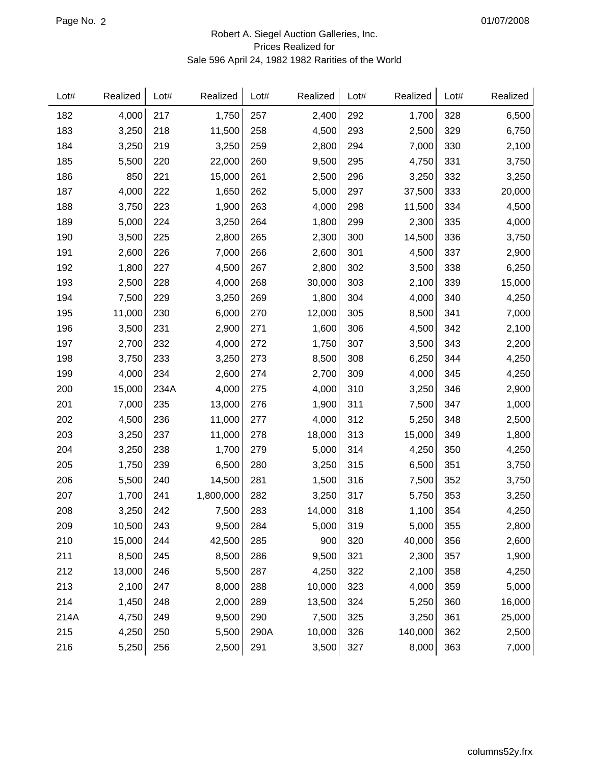Robert A. Siegel Auction Galleries, Inc.
Prices Realized for
Sale 596 April 24, 1982 1982 Rarities of the World

| Lot# | Realized | Lot# | Realized | Lot# | Realized | Lot# | Realized | Lot# | Realized |
|---|---|---|---|---|---|---|---|---|---|
| 182 | 4,000 | 217 | 1,750 | 257 | 2,400 | 292 | 1,700 | 328 | 6,500 |
| 183 | 3,250 | 218 | 11,500 | 258 | 4,500 | 293 | 2,500 | 329 | 6,750 |
| 184 | 3,250 | 219 | 3,250 | 259 | 2,800 | 294 | 7,000 | 330 | 2,100 |
| 185 | 5,500 | 220 | 22,000 | 260 | 9,500 | 295 | 4,750 | 331 | 3,750 |
| 186 | 850 | 221 | 15,000 | 261 | 2,500 | 296 | 3,250 | 332 | 3,250 |
| 187 | 4,000 | 222 | 1,650 | 262 | 5,000 | 297 | 37,500 | 333 | 20,000 |
| 188 | 3,750 | 223 | 1,900 | 263 | 4,000 | 298 | 11,500 | 334 | 4,500 |
| 189 | 5,000 | 224 | 3,250 | 264 | 1,800 | 299 | 2,300 | 335 | 4,000 |
| 190 | 3,500 | 225 | 2,800 | 265 | 2,300 | 300 | 14,500 | 336 | 3,750 |
| 191 | 2,600 | 226 | 7,000 | 266 | 2,600 | 301 | 4,500 | 337 | 2,900 |
| 192 | 1,800 | 227 | 4,500 | 267 | 2,800 | 302 | 3,500 | 338 | 6,250 |
| 193 | 2,500 | 228 | 4,000 | 268 | 30,000 | 303 | 2,100 | 339 | 15,000 |
| 194 | 7,500 | 229 | 3,250 | 269 | 1,800 | 304 | 4,000 | 340 | 4,250 |
| 195 | 11,000 | 230 | 6,000 | 270 | 12,000 | 305 | 8,500 | 341 | 7,000 |
| 196 | 3,500 | 231 | 2,900 | 271 | 1,600 | 306 | 4,500 | 342 | 2,100 |
| 197 | 2,700 | 232 | 4,000 | 272 | 1,750 | 307 | 3,500 | 343 | 2,200 |
| 198 | 3,750 | 233 | 3,250 | 273 | 8,500 | 308 | 6,250 | 344 | 4,250 |
| 199 | 4,000 | 234 | 2,600 | 274 | 2,700 | 309 | 4,000 | 345 | 4,250 |
| 200 | 15,000 | 234A | 4,000 | 275 | 4,000 | 310 | 3,250 | 346 | 2,900 |
| 201 | 7,000 | 235 | 13,000 | 276 | 1,900 | 311 | 7,500 | 347 | 1,000 |
| 202 | 4,500 | 236 | 11,000 | 277 | 4,000 | 312 | 5,250 | 348 | 2,500 |
| 203 | 3,250 | 237 | 11,000 | 278 | 18,000 | 313 | 15,000 | 349 | 1,800 |
| 204 | 3,250 | 238 | 1,700 | 279 | 5,000 | 314 | 4,250 | 350 | 4,250 |
| 205 | 1,750 | 239 | 6,500 | 280 | 3,250 | 315 | 6,500 | 351 | 3,750 |
| 206 | 5,500 | 240 | 14,500 | 281 | 1,500 | 316 | 7,500 | 352 | 3,750 |
| 207 | 1,700 | 241 | 1,800,000 | 282 | 3,250 | 317 | 5,750 | 353 | 3,250 |
| 208 | 3,250 | 242 | 7,500 | 283 | 14,000 | 318 | 1,100 | 354 | 4,250 |
| 209 | 10,500 | 243 | 9,500 | 284 | 5,000 | 319 | 5,000 | 355 | 2,800 |
| 210 | 15,000 | 244 | 42,500 | 285 | 900 | 320 | 40,000 | 356 | 2,600 |
| 211 | 8,500 | 245 | 8,500 | 286 | 9,500 | 321 | 2,300 | 357 | 1,900 |
| 212 | 13,000 | 246 | 5,500 | 287 | 4,250 | 322 | 2,100 | 358 | 4,250 |
| 213 | 2,100 | 247 | 8,000 | 288 | 10,000 | 323 | 4,000 | 359 | 5,000 |
| 214 | 1,450 | 248 | 2,000 | 289 | 13,500 | 324 | 5,250 | 360 | 16,000 |
| 214A | 4,750 | 249 | 9,500 | 290 | 7,500 | 325 | 3,250 | 361 | 25,000 |
| 215 | 4,250 | 250 | 5,500 | 290A | 10,000 | 326 | 140,000 | 362 | 2,500 |
| 216 | 5,250 | 256 | 2,500 | 291 | 3,500 | 327 | 8,000 | 363 | 7,000 |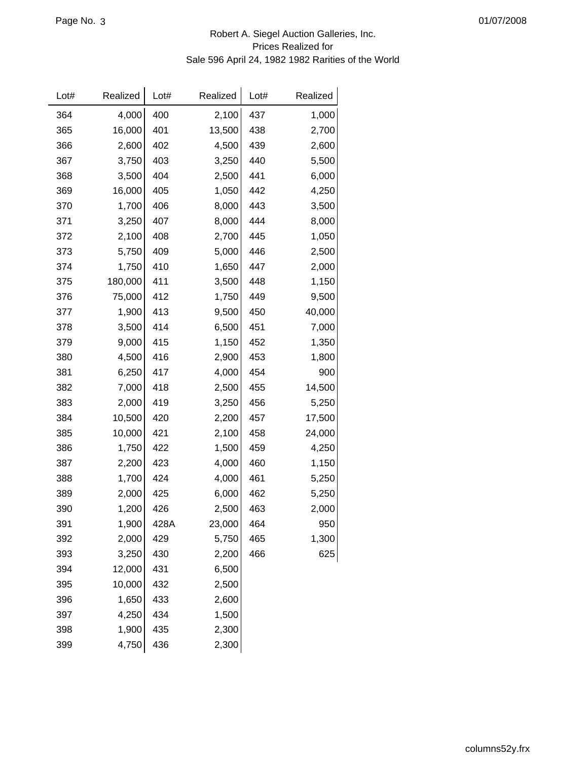Robert A. Siegel Auction Galleries, Inc.
Prices Realized for
Sale 596 April 24, 1982 1982 Rarities of the World

| Lot# | Realized | Lot# | Realized | Lot# | Realized |
|---|---|---|---|---|---|
| 364 | 4,000 | 400 | 2,100 | 437 | 1,000 |
| 365 | 16,000 | 401 | 13,500 | 438 | 2,700 |
| 366 | 2,600 | 402 | 4,500 | 439 | 2,600 |
| 367 | 3,750 | 403 | 3,250 | 440 | 5,500 |
| 368 | 3,500 | 404 | 2,500 | 441 | 6,000 |
| 369 | 16,000 | 405 | 1,050 | 442 | 4,250 |
| 370 | 1,700 | 406 | 8,000 | 443 | 3,500 |
| 371 | 3,250 | 407 | 8,000 | 444 | 8,000 |
| 372 | 2,100 | 408 | 2,700 | 445 | 1,050 |
| 373 | 5,750 | 409 | 5,000 | 446 | 2,500 |
| 374 | 1,750 | 410 | 1,650 | 447 | 2,000 |
| 375 | 180,000 | 411 | 3,500 | 448 | 1,150 |
| 376 | 75,000 | 412 | 1,750 | 449 | 9,500 |
| 377 | 1,900 | 413 | 9,500 | 450 | 40,000 |
| 378 | 3,500 | 414 | 6,500 | 451 | 7,000 |
| 379 | 9,000 | 415 | 1,150 | 452 | 1,350 |
| 380 | 4,500 | 416 | 2,900 | 453 | 1,800 |
| 381 | 6,250 | 417 | 4,000 | 454 | 900 |
| 382 | 7,000 | 418 | 2,500 | 455 | 14,500 |
| 383 | 2,000 | 419 | 3,250 | 456 | 5,250 |
| 384 | 10,500 | 420 | 2,200 | 457 | 17,500 |
| 385 | 10,000 | 421 | 2,100 | 458 | 24,000 |
| 386 | 1,750 | 422 | 1,500 | 459 | 4,250 |
| 387 | 2,200 | 423 | 4,000 | 460 | 1,150 |
| 388 | 1,700 | 424 | 4,000 | 461 | 5,250 |
| 389 | 2,000 | 425 | 6,000 | 462 | 5,250 |
| 390 | 1,200 | 426 | 2,500 | 463 | 2,000 |
| 391 | 1,900 | 428A | 23,000 | 464 | 950 |
| 392 | 2,000 | 429 | 5,750 | 465 | 1,300 |
| 393 | 3,250 | 430 | 2,200 | 466 | 625 |
| 394 | 12,000 | 431 | 6,500 | | |
| 395 | 10,000 | 432 | 2,500 | | |
| 396 | 1,650 | 433 | 2,600 | | |
| 397 | 4,250 | 434 | 1,500 | | |
| 398 | 1,900 | 435 | 2,300 | | |
| 399 | 4,750 | 436 | 2,300 | | |